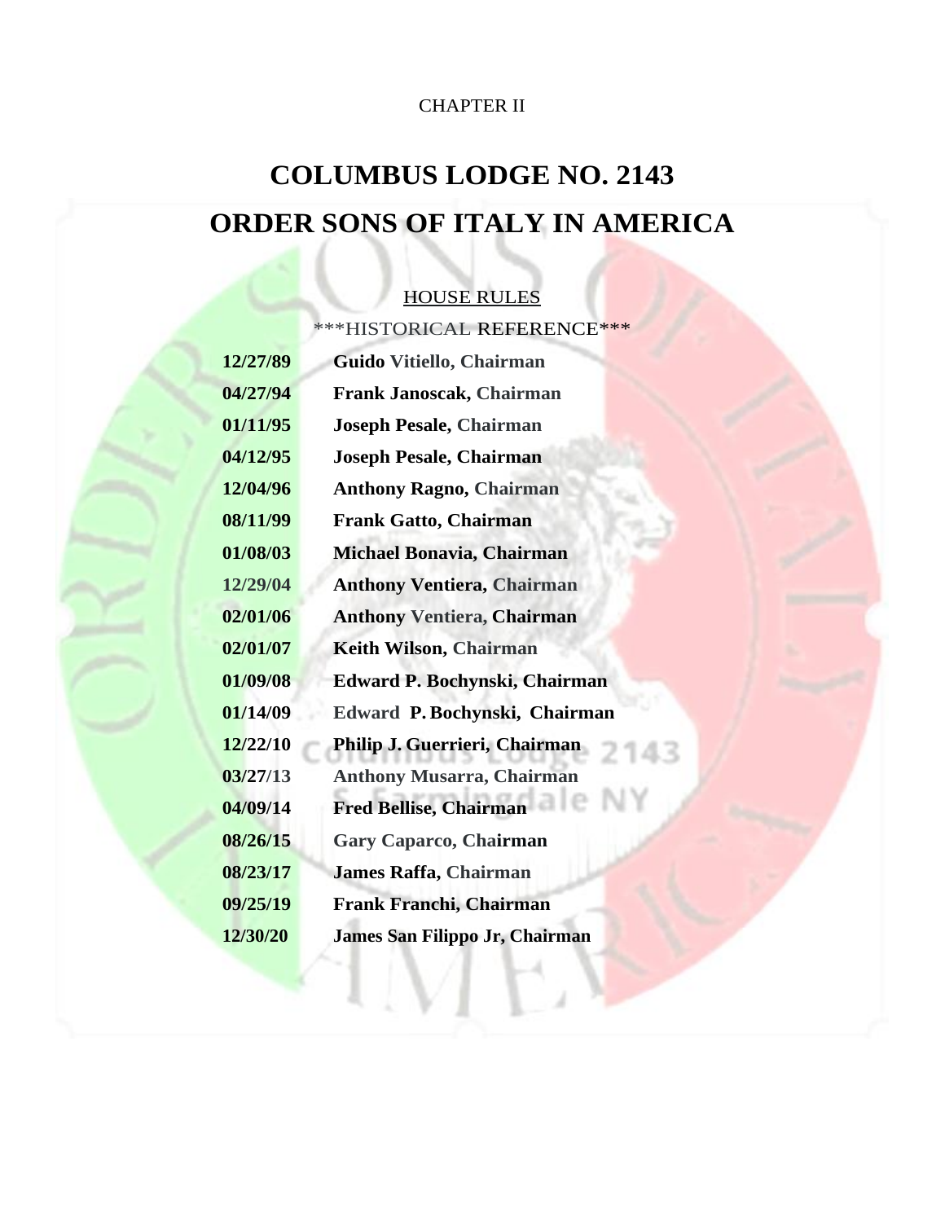CHAPTER II

# COLUMBUS LODGE NO. 2143

# ORDER SONS OF ITALY IN AMERICA

## HOUSE RULES

***HISTORICAL REFERENCE***

| | |
|---|---|
| **12/27/89** | **Guido Vitiello, Chairman** |
| **04/27/94** | **Frank Janoscak, Chairman** |
| **01/11/95** | **Joseph Pesale, Chairman** |
| **04/12/95** | **Joseph Pesale, Chairman** |
| **12/04/96** | **Anthony Ragno, Chairman** |
| **08/11/99** | **Frank Gatto, Chairman** |
| **01/08/03** | **Michael Bonavia, Chairman** |
| **12/29/04** | **Anthony Ventiera, Chairman** |
| **02/01/06** | **Anthony Ventiera, Chairman** |
| **02/01/07** | **Keith Wilson, Chairman** |
| **01/09/08** | **Edward P. Bochynski, Chairman** |
| **01/14/09** | **Edward P. Bochynski, Chairman** |
| **12/22/10** | **Philip J. Guerrieri, Chairman** |
| **03/27/13** | **Anthony Musarra, Chairman** |
| **04/09/14** | **Fred Bellise, Chairman** |
| **08/26/15** | **Gary Caparco, Chairman** |
| **08/23/17** | **James Raffa, Chairman** |
| **09/25/19** | **Frank Franchi, Chairman** |
| **12/30/20** | **James San Filippo Jr, Chairman** |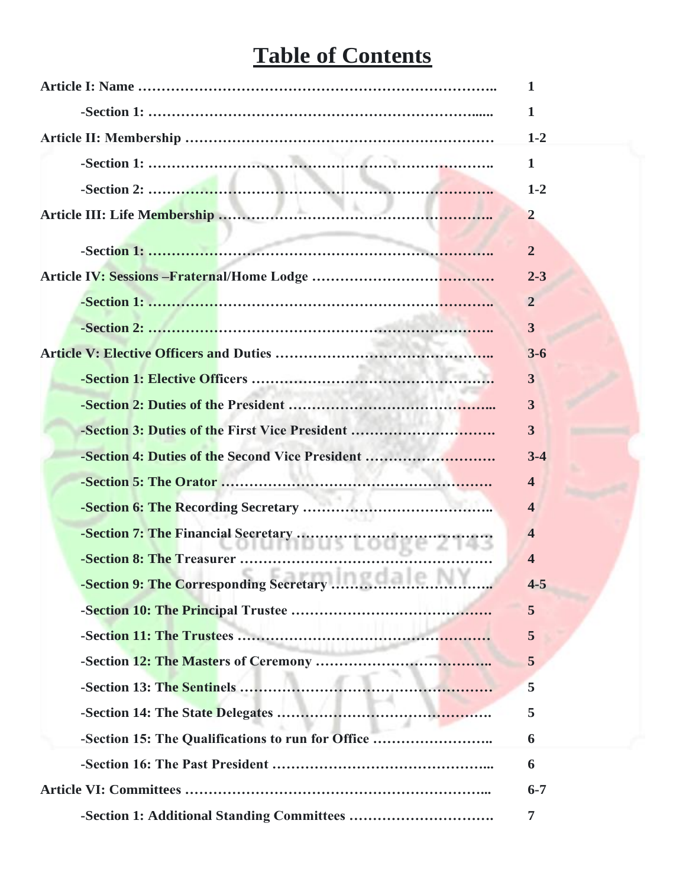# Table of Contents

| | |
|---|---|
| **Article I: Name** | **1** |
| **-Section 1:** | **1** |
| **Article II: Membership** | **1-2** |
| **-Section 1:** | **1** |
| **-Section 2:** | **1-2** |
| **Article III: Life Membership** | **2** |
| **-Section 1:** | **2** |
| **Article IV: Sessions –Fraternal/Home Lodge** | **2-3** |
| **-Section 1:** | **2** |
| **-Section 2:** | **3** |
| **Article V: Elective Officers and Duties** | **3-6** |
| **-Section 1: Elective Officers** | **3** |
| **-Section 2: Duties of the President** | **3** |
| **-Section 3: Duties of the First Vice President** | **3** |
| **-Section 4: Duties of the Second Vice President** | **3-4** |
| **-Section 5: The Orator** | **4** |
| **-Section 6: The Recording Secretary** | **4** |
| **-Section 7: The Financial Secretary** | **4** |
| **-Section 8: The Treasurer** | **4** |
| **-Section 9: The Corresponding Secretary** | **4-5** |
| **-Section 10: The Principal Trustee** | **5** |
| **-Section 11: The Trustees** | **5** |
| **-Section 12: The Masters of Ceremony** | **5** |
| **-Section 13: The Sentinels** | **5** |
| **-Section 14: The State Delegates** | **5** |
| **-Section 15: The Qualifications to run for Office** | **6** |
| **-Section 16: The Past President** | **6** |
| **Article VI: Committees** | **6-7** |
| **-Section 1: Additional Standing Committees** | **7** |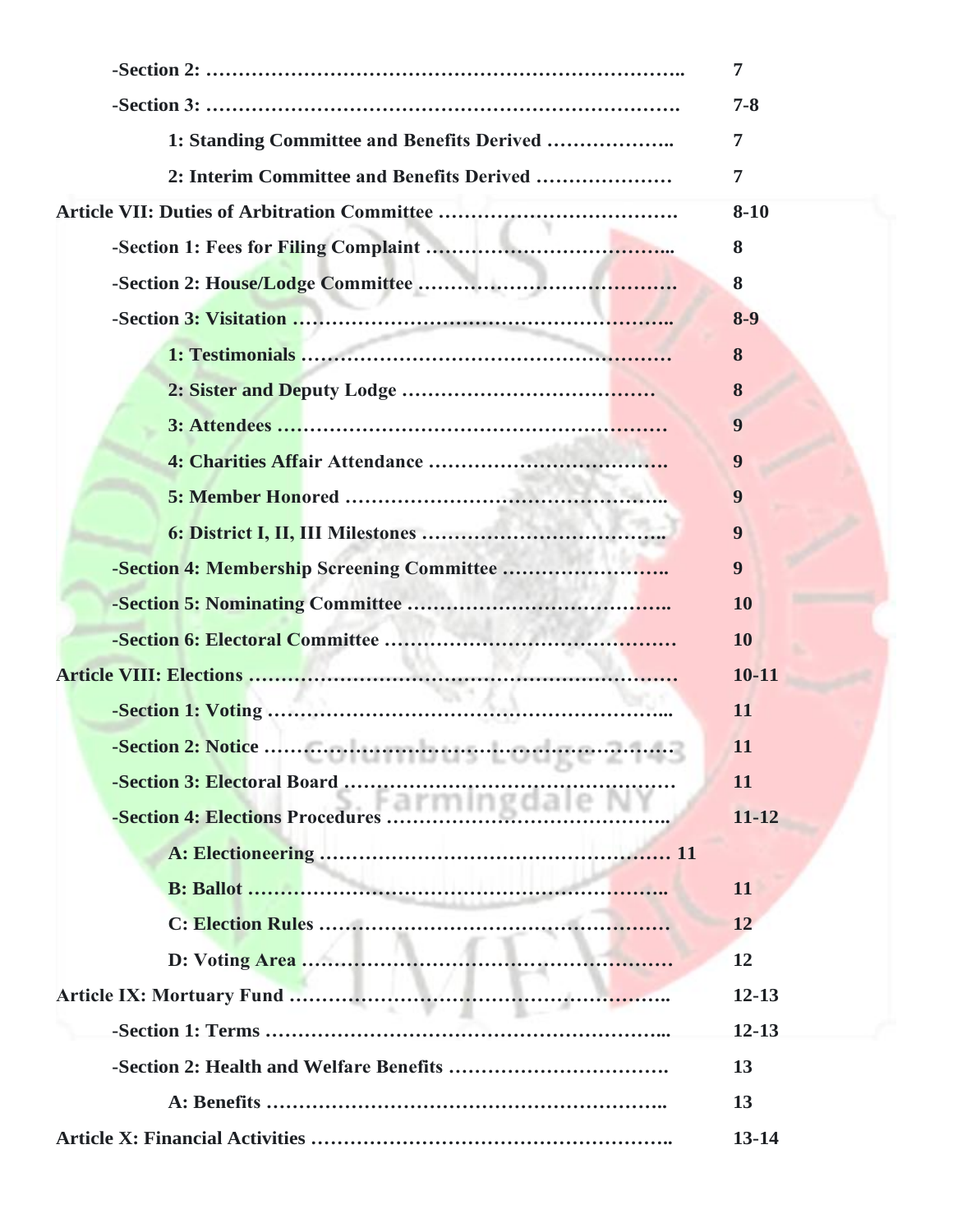| | |
|---|---|
| -Section 2: …………………………………………………………….. | 7 |
| -Section 3: ……………………………………………………………. | 7-8 |
| 1: Standing Committee and Benefits Derived ……………….. | 7 |
| 2: Interim Committee and Benefits Derived ………………… | 7 |
| **Article VII: Duties of Arbitration Committee** ………………………………. | 8-10 |
| -Section 1: Fees for Filing Complaint ………………………………... | 8 |
| -Section 2: House/Lodge Committee ……………………………….. | 8 |
| -Section 3: Visitation …………………………………………………... | 8-9 |
| 1: Testimonials ………………………………………………… | 8 |
| 2: Sister and Deputy Lodge ……………………………… | 8 |
| 3: Attendees …………………………………………………… | 9 |
| 4: Charities Affair Attendance ………………………………. | 9 |
| 5: Member Honored ………………………………………….. | 9 |
| 6: District I, II, III Milestones ……………………………….. | 9 |
| -Section 4: Membership Screening Committee …………………….. | 9 |
| -Section 5: Nominating Committee ………………………………….. | 10 |
| -Section 6: Electoral Committee ……………………………………… | 10 |
| **Article VIII: Elections** ………………………………………………………… | 10-11 |
| -Section 1: Voting ……………………………………………………... | 11 |
| -Section 2: Notice ……………………………………………………… | 11 |
| -Section 3: Electoral Board ………………………………………….. | 11 |
| -Section 4: Elections Procedures …………………………………….. | 11-12 |
| A: Electioneering ……………………………………………… 11 | |
| B: Ballot ………………………………………………………….. | 11 |
| C: Election Rules ……………………………………………… | 12 |
| D: Voting Area ………………………………………………… | 12 |
| **Article IX: Mortuary Fund** …………………………………………………….. | 12-13 |
| -Section 1: Terms ……………………………………………………... | 12-13 |
| -Section 2: Health and Welfare Benefits ……………………………. | 13 |
| A: Benefits …………………………………………………….. | 13 |
| **Article X: Financial Activities** ………………………………………………. | 13-14 |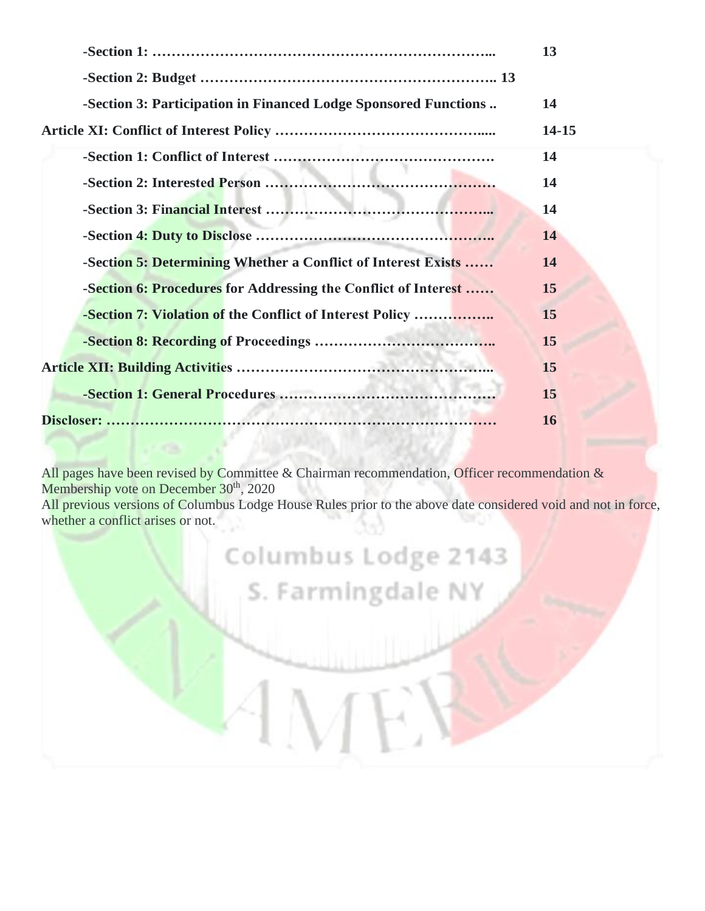| | |
|---|---|
| **-Section 1: ………………………………………………………………...** | **13** |
| **-Section 2: Budget …………………………………………………….. 13** | |
| **-Section 3: Participation in Financed Lodge Sponsored Functions ..** | **14** |
| **Article XI: Conflict of Interest Policy …………………………………......** | **14-15** |
| **-Section 1: Conflict of Interest ……………………………………….** | **14** |
| **-Section 2: Interested Person ………………………………………….** | **14** |
| **-Section 3: Financial Interest ……………………………………...** | **14** |
| **-Section 4: Duty to Disclose …………………………………………..** | **14** |
| **-Section 5: Determining Whether a Conflict of Interest Exists ……** | **14** |
| **-Section 6: Procedures for Addressing the Conflict of Interest ……** | **15** |
| **-Section 7: Violation of the Conflict of Interest Policy ……………..** | **15** |
| **-Section 8: Recording of Proceedings ………………………………..** | **15** |
| **Article XII: Building Activities ……………………………………………...** | **15** |
| **-Section 1: General Procedures ……………………………………….** | **15** |
| **Discloser: ………………………………………………………………………** | **16** |

All pages have been revised by Committee & Chairman recommendation, Officer recommendation & Membership vote on December 30th, 2020

All previous versions of Columbus Lodge House Rules prior to the above date considered void and not in force, whether a conflict arises or not.

Columbus Lodge 2143
S. Farmingdale NY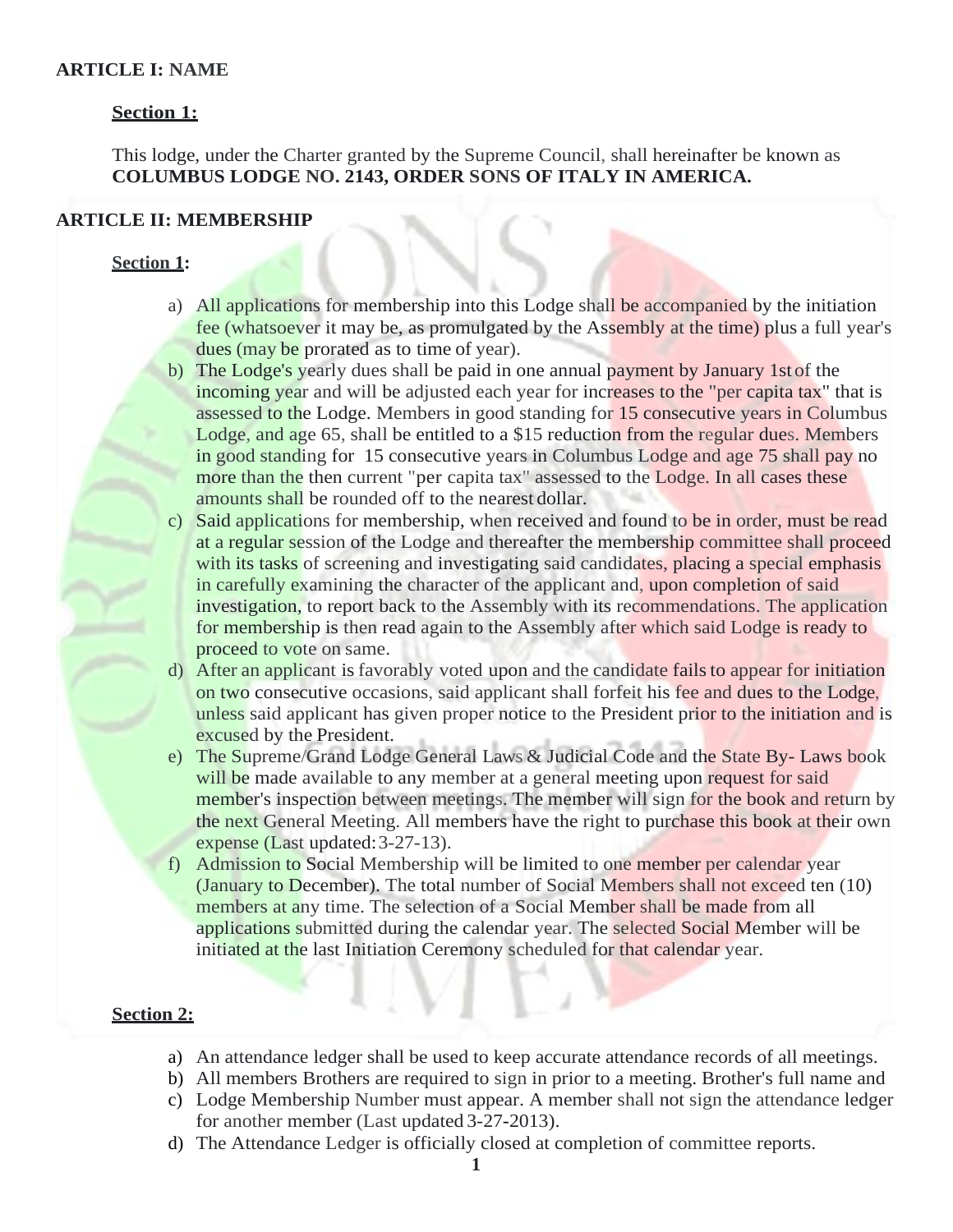## ARTICLE I: NAME

### Section 1:

This lodge, under the Charter granted by the Supreme Council, shall hereinafter be known as **COLUMBUS LODGE NO. 2143, ORDER SONS OF ITALY IN AMERICA.**

## ARTICLE II: MEMBERSHIP

### Section 1:

a) All applications for membership into this Lodge shall be accompanied by the initiation fee (whatsoever it may be, as promulgated by the Assembly at the time) plus a full year's dues (may be prorated as to time of year).

b) The Lodge's yearly dues shall be paid in one annual payment by January 1st of the incoming year and will be adjusted each year for increases to the "per capita tax" that is assessed to the Lodge. Members in good standing for 15 consecutive years in Columbus Lodge, and age 65, shall be entitled to a $15 reduction from the regular dues. Members in good standing for 15 consecutive years in Columbus Lodge and age 75 shall pay no more than the then current "per capita tax" assessed to the Lodge. In all cases these amounts shall be rounded off to the nearest dollar.

c) Said applications for membership, when received and found to be in order, must be read at a regular session of the Lodge and thereafter the membership committee shall proceed with its tasks of screening and investigating said candidates, placing a special emphasis in carefully examining the character of the applicant and, upon completion of said investigation, to report back to the Assembly with its recommendations. The application for membership is then read again to the Assembly after which said Lodge is ready to proceed to vote on same.

d) After an applicant is favorably voted upon and the candidate fails to appear for initiation on two consecutive occasions, said applicant shall forfeit his fee and dues to the Lodge, unless said applicant has given proper notice to the President prior to the initiation and is excused by the President.

e) The Supreme/Grand Lodge General Laws & Judicial Code and the State By- Laws book will be made available to any member at a general meeting upon request for said member's inspection between meetings. The member will sign for the book and return by the next General Meeting. All members have the right to purchase this book at their own expense (Last updated: 3-27-13).

f) Admission to Social Membership will be limited to one member per calendar year (January to December). The total number of Social Members shall not exceed ten (10) members at any time. The selection of a Social Member shall be made from all applications submitted during the calendar year. The selected Social Member will be initiated at the last Initiation Ceremony scheduled for that calendar year.

### Section 2:

a) An attendance ledger shall be used to keep accurate attendance records of all meetings.

b) All members Brothers are required to sign in prior to a meeting. Brother's full name and

c) Lodge Membership Number must appear. A member shall not sign the attendance ledger for another member (Last updated 3-27-2013).

d) The Attendance Ledger is officially closed at completion of committee reports.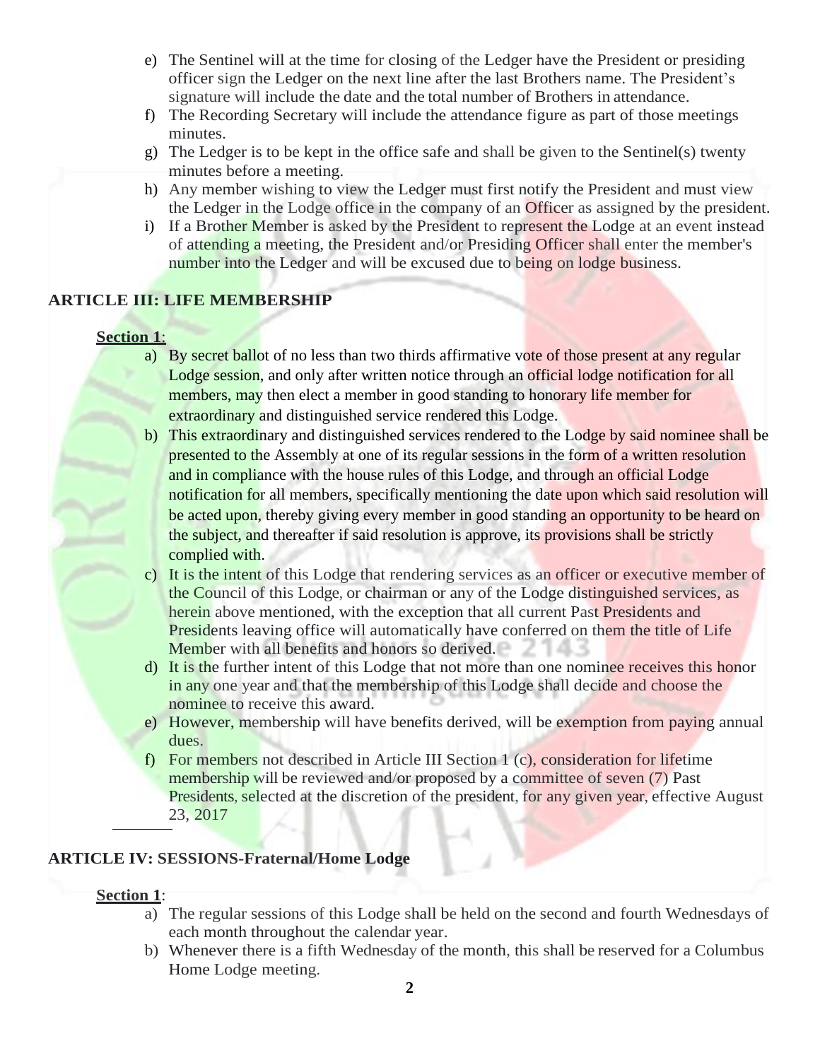e) The Sentinel will at the time for closing of the Ledger have the President or presiding officer sign the Ledger on the next line after the last Brothers name. The President's signature will include the date and the total number of Brothers in attendance.
f) The Recording Secretary will include the attendance figure as part of those meetings minutes.
g) The Ledger is to be kept in the office safe and shall be given to the Sentinel(s) twenty minutes before a meeting.
h) Any member wishing to view the Ledger must first notify the President and must view the Ledger in the Lodge office in the company of an Officer as assigned by the president.
i) If a Brother Member is asked by the President to represent the Lodge at an event instead of attending a meeting, the President and/or Presiding Officer shall enter the member's number into the Ledger and will be excused due to being on lodge business.

## ARTICLE III: LIFE MEMBERSHIP

**Section 1**:

a) By secret ballot of no less than two thirds affirmative vote of those present at any regular Lodge session, and only after written notice through an official lodge notification for all members, may then elect a member in good standing to honorary life member for extraordinary and distinguished service rendered this Lodge.
b) This extraordinary and distinguished services rendered to the Lodge by said nominee shall be presented to the Assembly at one of its regular sessions in the form of a written resolution and in compliance with the house rules of this Lodge, and through an official Lodge notification for all members, specifically mentioning the date upon which said resolution will be acted upon, thereby giving every member in good standing an opportunity to be heard on the subject, and thereafter if said resolution is approve, its provisions shall be strictly complied with.
c) It is the intent of this Lodge that rendering services as an officer or executive member of the Council of this Lodge, or chairman or any of the Lodge distinguished services, as herein above mentioned, with the exception that all current Past Presidents and Presidents leaving office will automatically have conferred on them the title of Life Member with all benefits and honors so derived.
d) It is the further intent of this Lodge that not more than one nominee receives this honor in any one year and that the membership of this Lodge shall decide and choose the nominee to receive this award.
e) However, membership will have benefits derived, will be exemption from paying annual dues.
f) For members not described in Article III Section 1 (c), consideration for lifetime membership will be reviewed and/or proposed by a committee of seven (7) Past Presidents, selected at the discretion of the president, for any given year, effective August 23, 2017

## ARTICLE IV: SESSIONS-Fraternal/Home Lodge

**Section 1**:

a) The regular sessions of this Lodge shall be held on the second and fourth Wednesdays of each month throughout the calendar year.
b) Whenever there is a fifth Wednesday of the month, this shall be reserved for a Columbus Home Lodge meeting.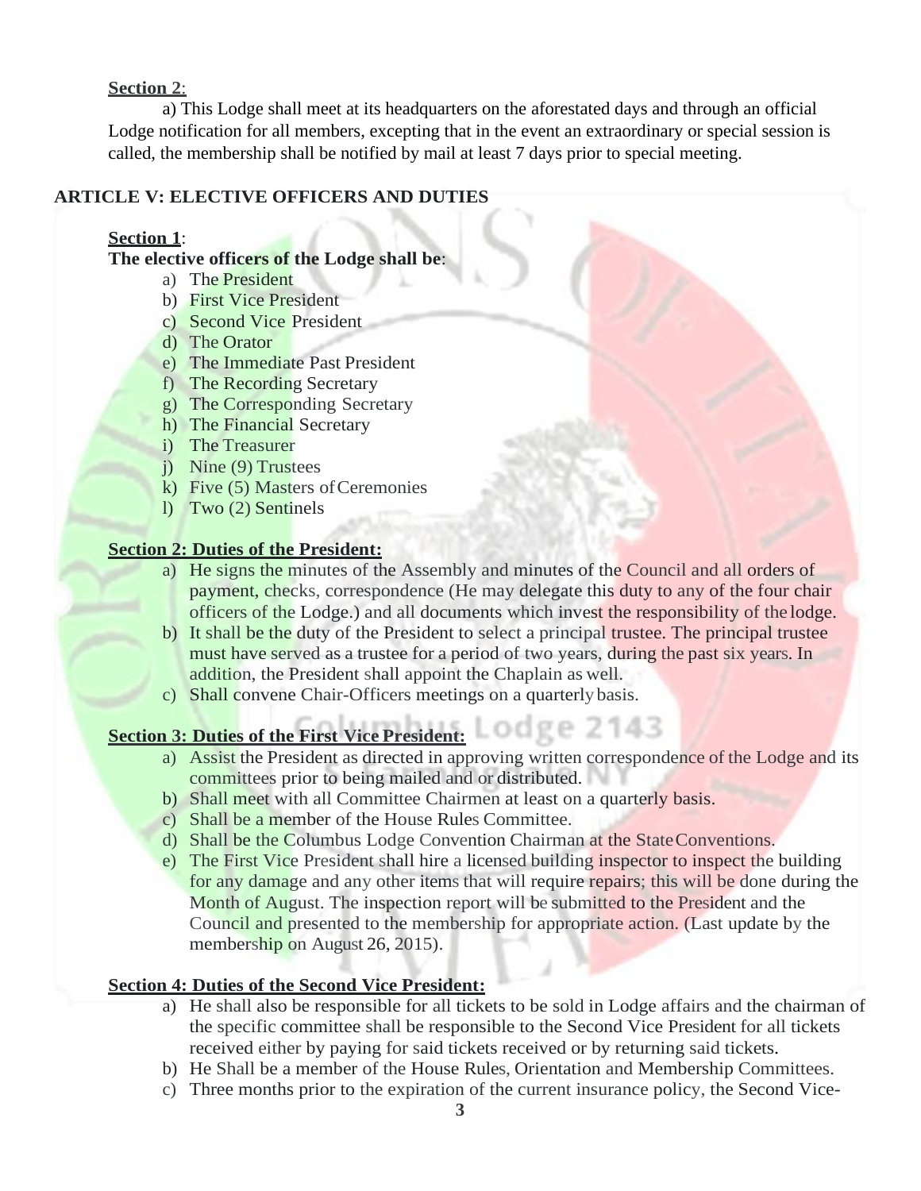**Section 2**:

a) This Lodge shall meet at its headquarters on the aforestated days and through an official Lodge notification for all members, excepting that in the event an extraordinary or special session is called, the membership shall be notified by mail at least 7 days prior to special meeting.

## ARTICLE V: ELECTIVE OFFICERS AND DUTIES

**Section 1**:

**The elective officers of the Lodge shall be**:

a) The President
b) First Vice President
c) Second Vice President
d) The Orator
e) The Immediate Past President
f) The Recording Secretary
g) The Corresponding Secretary
h) The Financial Secretary
i) The Treasurer
j) Nine (9) Trustees
k) Five (5) Masters of Ceremonies
l) Two (2) Sentinels

**Section 2: Duties of the President:**

a) He signs the minutes of the Assembly and minutes of the Council and all orders of payment, checks, correspondence (He may delegate this duty to any of the four chair officers of the Lodge.) and all documents which invest the responsibility of the lodge.
b) It shall be the duty of the President to select a principal trustee. The principal trustee must have served as a trustee for a period of two years, during the past six years. In addition, the President shall appoint the Chaplain as well.
c) Shall convene Chair-Officers meetings on a quarterly basis.

**Section 3: Duties of the First Vice President:**

a) Assist the President as directed in approving written correspondence of the Lodge and its committees prior to being mailed and or distributed.
b) Shall meet with all Committee Chairmen at least on a quarterly basis.
c) Shall be a member of the House Rules Committee.
d) Shall be the Columbus Lodge Convention Chairman at the State Conventions.
e) The First Vice President shall hire a licensed building inspector to inspect the building for any damage and any other items that will require repairs; this will be done during the Month of August. The inspection report will be submitted to the President and the Council and presented to the membership for appropriate action. (Last update by the membership on August 26, 2015).

**Section 4: Duties of the Second Vice President:**

a) He shall also be responsible for all tickets to be sold in Lodge affairs and the chairman of the specific committee shall be responsible to the Second Vice President for all tickets received either by paying for said tickets received or by returning said tickets.
b) He Shall be a member of the House Rules, Orientation and Membership Committees.
c) Three months prior to the expiration of the current insurance policy, the Second Vice-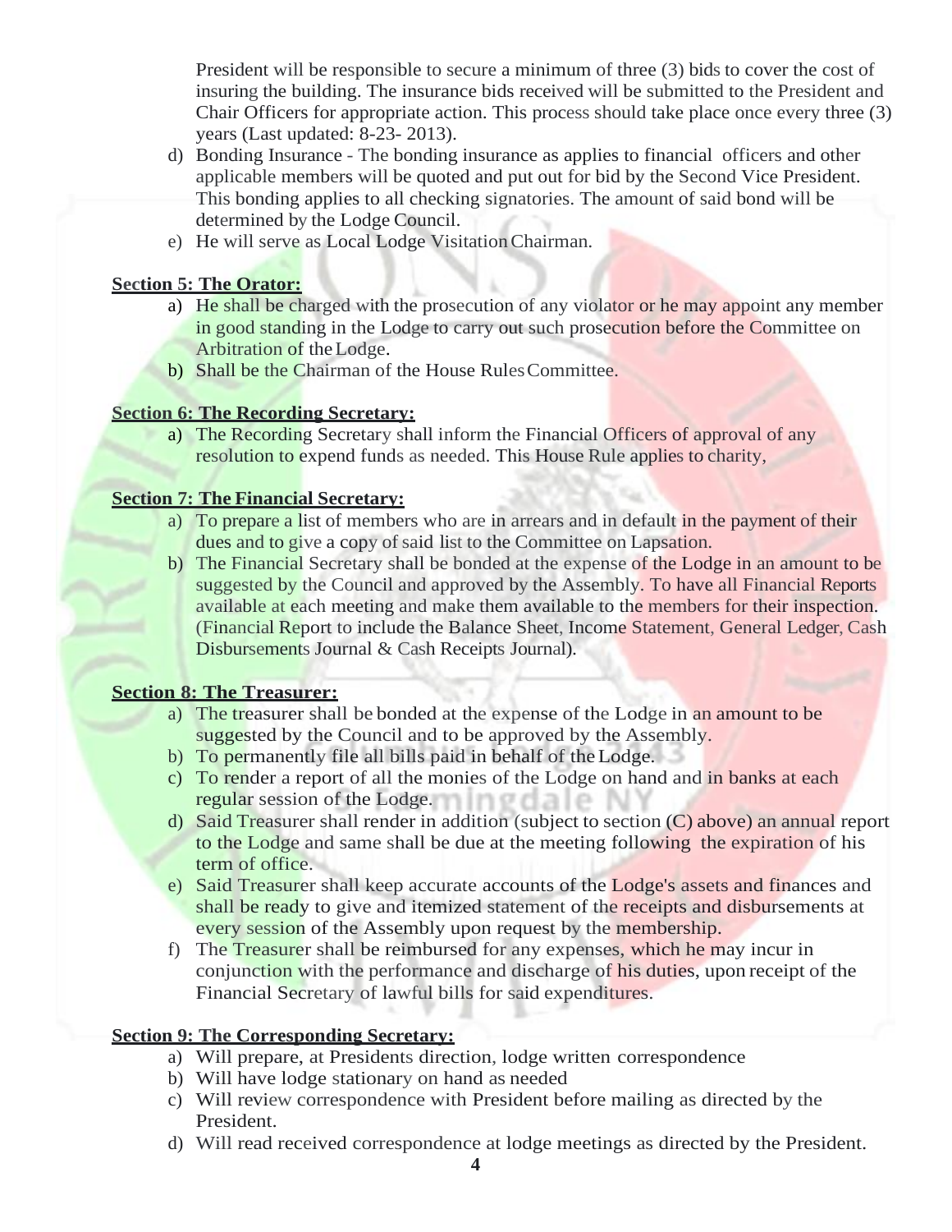President will be responsible to secure a minimum of three (3) bids to cover the cost of insuring the building. The insurance bids received will be submitted to the President and Chair Officers for appropriate action. This process should take place once every three (3) years (Last updated: 8-23- 2013).

d) Bonding Insurance - The bonding insurance as applies to financial officers and other applicable members will be quoted and put out for bid by the Second Vice President. This bonding applies to all checking signatories. The amount of said bond will be determined by the Lodge Council.
e) He will serve as Local Lodge Visitation Chairman.

**Section 5: The Orator:**

a) He shall be charged with the prosecution of any violator or he may appoint any member in good standing in the Lodge to carry out such prosecution before the Committee on Arbitration of the Lodge.
b) Shall be the Chairman of the House Rules Committee.

**Section 6: The Recording Secretary:**

a) The Recording Secretary shall inform the Financial Officers of approval of any resolution to expend funds as needed. This House Rule applies to charity,

**Section 7: The Financial Secretary:**

a) To prepare a list of members who are in arrears and in default in the payment of their dues and to give a copy of said list to the Committee on Lapsation.
b) The Financial Secretary shall be bonded at the expense of the Lodge in an amount to be suggested by the Council and approved by the Assembly. To have all Financial Reports available at each meeting and make them available to the members for their inspection. (Financial Report to include the Balance Sheet, Income Statement, General Ledger, Cash Disbursements Journal & Cash Receipts Journal).

**Section 8: The Treasurer:**

a) The treasurer shall be bonded at the expense of the Lodge in an amount to be suggested by the Council and to be approved by the Assembly.
b) To permanently file all bills paid in behalf of the Lodge.
c) To render a report of all the monies of the Lodge on hand and in banks at each regular session of the Lodge.
d) Said Treasurer shall render in addition (subject to section (C) above) an annual report to the Lodge and same shall be due at the meeting following the expiration of his term of office.
e) Said Treasurer shall keep accurate accounts of the Lodge's assets and finances and shall be ready to give and itemized statement of the receipts and disbursements at every session of the Assembly upon request by the membership.
f) The Treasurer shall be reimbursed for any expenses, which he may incur in conjunction with the performance and discharge of his duties, upon receipt of the Financial Secretary of lawful bills for said expenditures.

**Section 9: The Corresponding Secretary:**

a) Will prepare, at Presidents direction, lodge written correspondence
b) Will have lodge stationary on hand as needed
c) Will review correspondence with President before mailing as directed by the President.
d) Will read received correspondence at lodge meetings as directed by the President.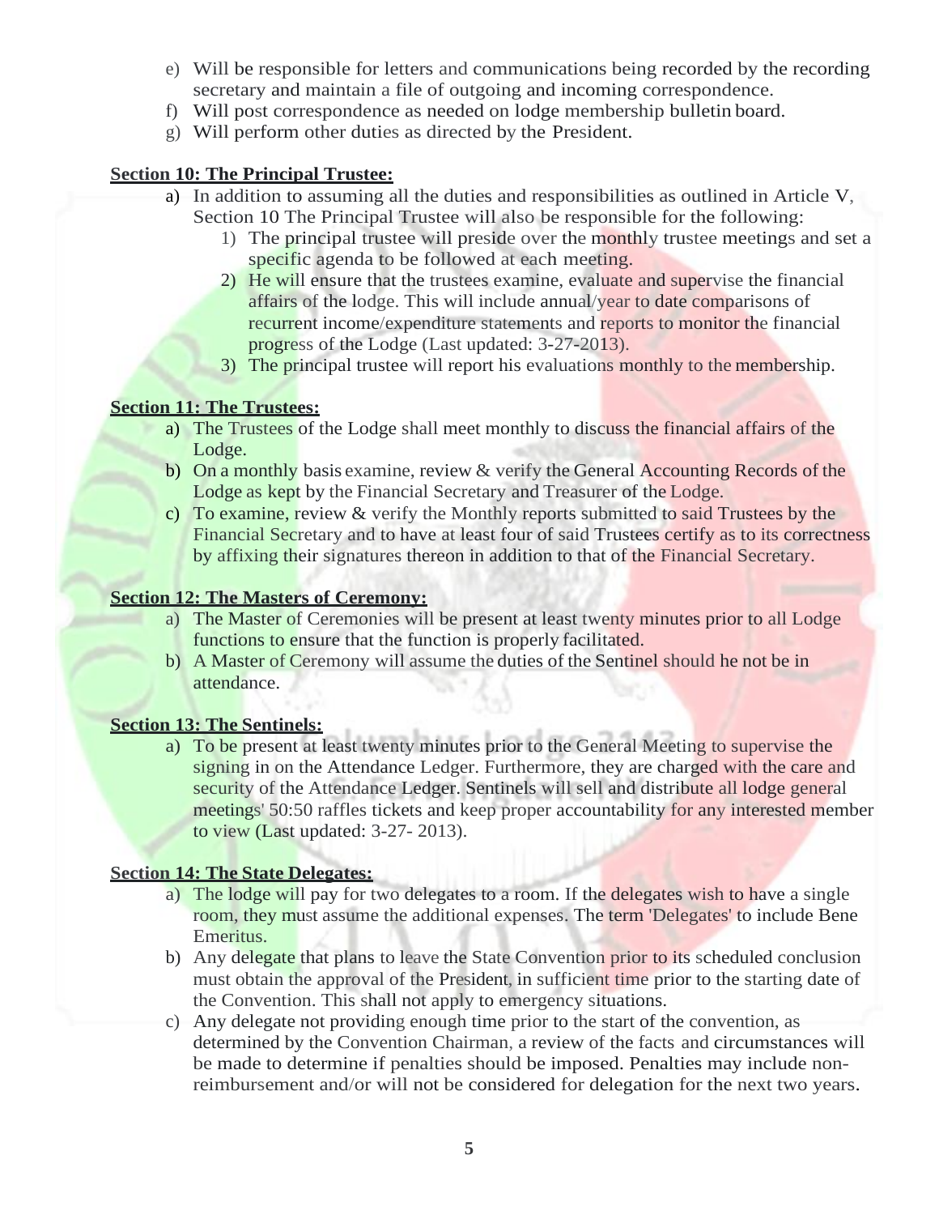e) Will be responsible for letters and communications being recorded by the recording secretary and maintain a file of outgoing and incoming correspondence.
f) Will post correspondence as needed on lodge membership bulletin board.
g) Will perform other duties as directed by the President.

**Section 10: The Principal Trustee:**

a) In addition to assuming all the duties and responsibilities as outlined in Article V, Section 10 The Principal Trustee will also be responsible for the following:
   1) The principal trustee will preside over the monthly trustee meetings and set a specific agenda to be followed at each meeting.
   2) He will ensure that the trustees examine, evaluate and supervise the financial affairs of the lodge. This will include annual/year to date comparisons of recurrent income/expenditure statements and reports to monitor the financial progress of the Lodge (Last updated: 3-27-2013).
   3) The principal trustee will report his evaluations monthly to the membership.

**Section 11: The Trustees:**

a) The Trustees of the Lodge shall meet monthly to discuss the financial affairs of the Lodge.
b) On a monthly basis examine, review & verify the General Accounting Records of the Lodge as kept by the Financial Secretary and Treasurer of the Lodge.
c) To examine, review & verify the Monthly reports submitted to said Trustees by the Financial Secretary and to have at least four of said Trustees certify as to its correctness by affixing their signatures thereon in addition to that of the Financial Secretary.

**Section 12: The Masters of Ceremony:**

a) The Master of Ceremonies will be present at least twenty minutes prior to all Lodge functions to ensure that the function is properly facilitated.
b) A Master of Ceremony will assume the duties of the Sentinel should he not be in attendance.

**Section 13: The Sentinels:**

a) To be present at least twenty minutes prior to the General Meeting to supervise the signing in on the Attendance Ledger. Furthermore, they are charged with the care and security of the Attendance Ledger. Sentinels will sell and distribute all lodge general meetings' 50:50 raffles tickets and keep proper accountability for any interested member to view (Last updated: 3-27- 2013).

**Section 14: The State Delegates:**

a) The lodge will pay for two delegates to a room. If the delegates wish to have a single room, they must assume the additional expenses. The term 'Delegates' to include Bene Emeritus.
b) Any delegate that plans to leave the State Convention prior to its scheduled conclusion must obtain the approval of the President, in sufficient time prior to the starting date of the Convention. This shall not apply to emergency situations.
c) Any delegate not providing enough time prior to the start of the convention, as determined by the Convention Chairman, a review of the facts and circumstances will be made to determine if penalties should be imposed. Penalties may include non-reimbursement and/or will not be considered for delegation for the next two years.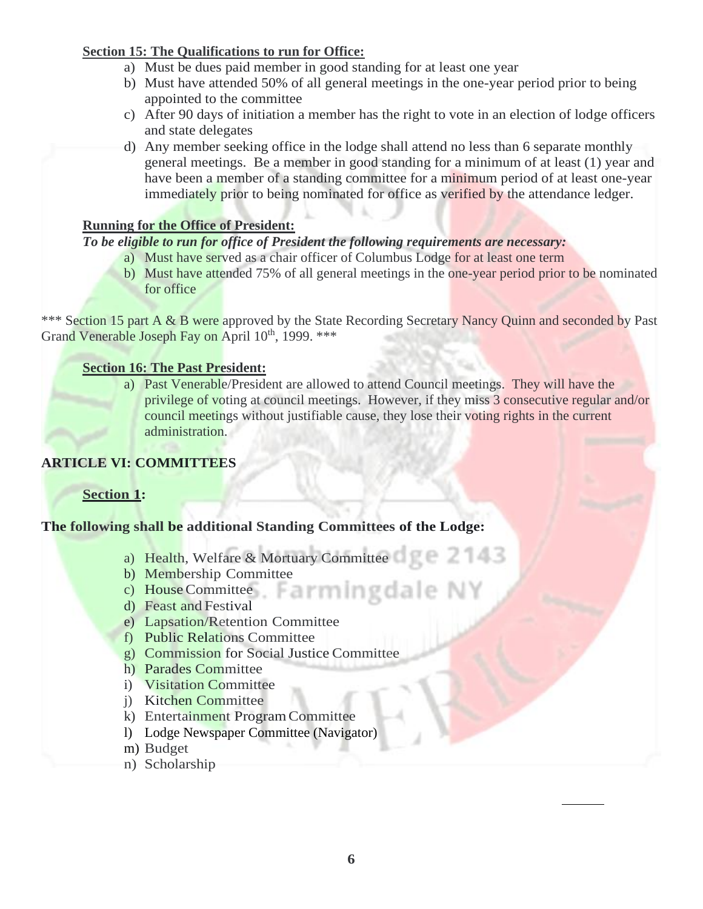**Section 15: The Qualifications to run for Office:**

a) Must be dues paid member in good standing for at least one year
b) Must have attended 50% of all general meetings in the one-year period prior to being appointed to the committee
c) After 90 days of initiation a member has the right to vote in an election of lodge officers and state delegates
d) Any member seeking office in the lodge shall attend no less than 6 separate monthly general meetings. Be a member in good standing for a minimum of at least (1) year and have been a member of a standing committee for a minimum period of at least one-year immediately prior to being nominated for office as verified by the attendance ledger.

**Running for the Office of President:**

***To be eligible to run for office of President the following requirements are necessary:***

a) Must have served as a chair officer of Columbus Lodge for at least one term
b) Must have attended 75% of all general meetings in the one-year period prior to be nominated for office

\*\*\* Section 15 part A & B were approved by the State Recording Secretary Nancy Quinn and seconded by Past Grand Venerable Joseph Fay on April 10th, 1999. \*\*\*

**Section 16: The Past President:**

a) Past Venerable/President are allowed to attend Council meetings. They will have the privilege of voting at council meetings. However, if they miss 3 consecutive regular and/or council meetings without justifiable cause, they lose their voting rights in the current administration.

## ARTICLE VI: COMMITTEES

**Section 1:**

**The following shall be additional Standing Committees of the Lodge:**

a) Health, Welfare & Mortuary Committee
b) Membership Committee
c) House Committee
d) Feast and Festival
e) Lapsation/Retention Committee
f) Public Relations Committee
g) Commission for Social Justice Committee
h) Parades Committee
i) Visitation Committee
j) Kitchen Committee
k) Entertainment Program Committee
l) Lodge Newspaper Committee (Navigator)
m) Budget
n) Scholarship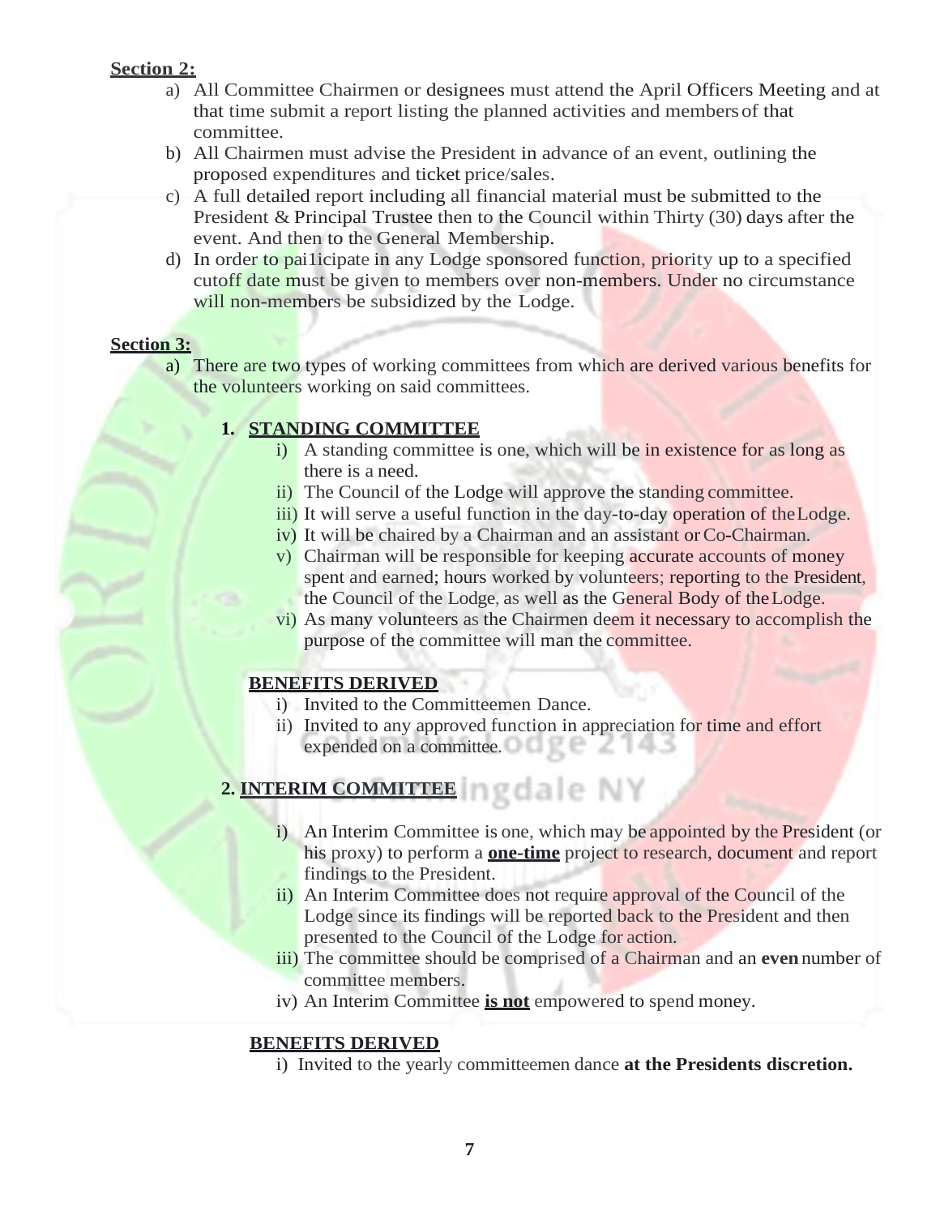**Section 2:**

a) All Committee Chairmen or designees must attend the April Officers Meeting and at that time submit a report listing the planned activities and members of that committee.

b) All Chairmen must advise the President in advance of an event, outlining the proposed expenditures and ticket price/sales.

c) A full detailed report including all financial material must be submitted to the President & Principal Trustee then to the Council within Thirty (30) days after the event. And then to the General Membership.

d) In order to pai1icipate in any Lodge sponsored function, priority up to a specified cutoff date must be given to members over non-members. Under no circumstance will non-members be subsidized by the Lodge.

**Section 3:**

a) There are two types of working committees from which are derived various benefits for the volunteers working on said committees.

**1. STANDING COMMITTEE**

i) A standing committee is one, which will be in existence for as long as there is a need.

ii) The Council of the Lodge will approve the standing committee.

iii) It will serve a useful function in the day-to-day operation of the Lodge.

iv) It will be chaired by a Chairman and an assistant or Co-Chairman.

v) Chairman will be responsible for keeping accurate accounts of money spent and earned; hours worked by volunteers; reporting to the President, the Council of the Lodge, as well as the General Body of the Lodge.

vi) As many volunteers as the Chairmen deem it necessary to accomplish the purpose of the committee will man the committee.

**BENEFITS DERIVED**

i) Invited to the Committeemen Dance.

ii) Invited to any approved function in appreciation for time and effort expended on a committee.

**2. INTERIM COMMITTEE**

i) An Interim Committee is one, which may be appointed by the President (or his proxy) to perform a **one-time** project to research, document and report findings to the President.

ii) An Interim Committee does not require approval of the Council of the Lodge since its findings will be reported back to the President and then presented to the Council of the Lodge for action.

iii) The committee should be comprised of a Chairman and an **even** number of committee members.

iv) An Interim Committee **is not** empowered to spend money.

**BENEFITS DERIVED**

i) Invited to the yearly committeemen dance **at the Presidents discretion.**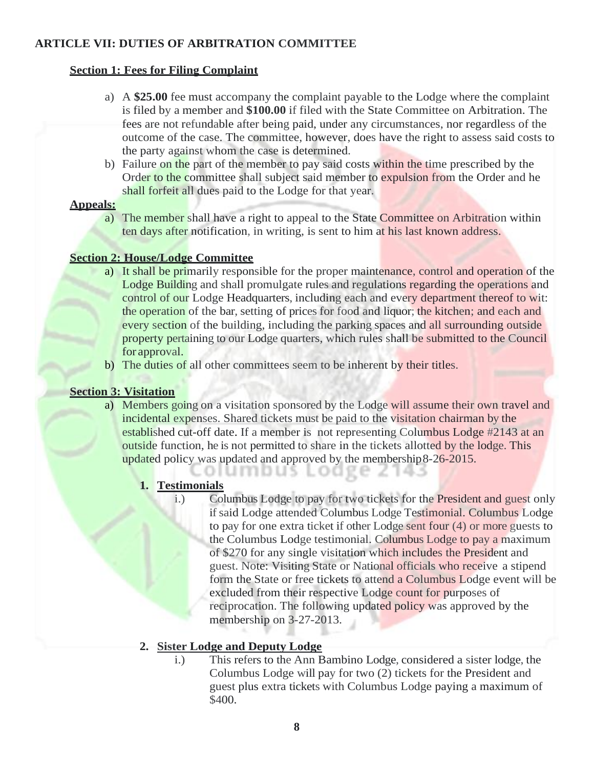## ARTICLE VII: DUTIES OF ARBITRATION COMMITTEE

### Section 1: Fees for Filing Complaint

a) A **$25.00** fee must accompany the complaint payable to the Lodge where the complaint is filed by a member and **$100.00** if filed with the State Committee on Arbitration. The fees are not refundable after being paid, under any circumstances, nor regardless of the outcome of the case. The committee, however, does have the right to assess said costs to the party against whom the case is determined.

b) Failure on the part of the member to pay said costs within the time prescribed by the Order to the committee shall subject said member to expulsion from the Order and he shall forfeit all dues paid to the Lodge for that year.

**Appeals:**

a) The member shall have a right to appeal to the State Committee on Arbitration within ten days after notification, in writing, is sent to him at his last known address.

### Section 2: House/Lodge Committee

a) It shall be primarily responsible for the proper maintenance, control and operation of the Lodge Building and shall promulgate rules and regulations regarding the operations and control of our Lodge Headquarters, including each and every department thereof to wit: the operation of the bar, setting of prices for food and liquor; the kitchen; and each and every section of the building, including the parking spaces and all surrounding outside property pertaining to our Lodge quarters, which rules shall be submitted to the Council for approval.

b) The duties of all other committees seem to be inherent by their titles.

### Section 3: Visitation

a) Members going on a visitation sponsored by the Lodge will assume their own travel and incidental expenses. Shared tickets must be paid to the visitation chairman by the established cut-off date. If a member is not representing Columbus Lodge #2143 at an outside function, he is not permitted to share in the tickets allotted by the lodge. This updated policy was updated and approved by the membership 8-26-2015.

1. **Testimonials**
   - i.) Columbus Lodge to pay for two tickets for the President and guest only if said Lodge attended Columbus Lodge Testimonial. Columbus Lodge to pay for one extra ticket if other Lodge sent four (4) or more guests to the Columbus Lodge testimonial. Columbus Lodge to pay a maximum of $270 for any single visitation which includes the President and guest. Note: Visiting State or National officials who receive a stipend form the State or free tickets to attend a Columbus Lodge event will be excluded from their respective Lodge count for purposes of reciprocation. The following updated policy was approved by the membership on 3-27-2013.

2. **Sister Lodge and Deputy Lodge**
   - i.) This refers to the Ann Bambino Lodge, considered a sister lodge, the Columbus Lodge will pay for two (2) tickets for the President and guest plus extra tickets with Columbus Lodge paying a maximum of $400.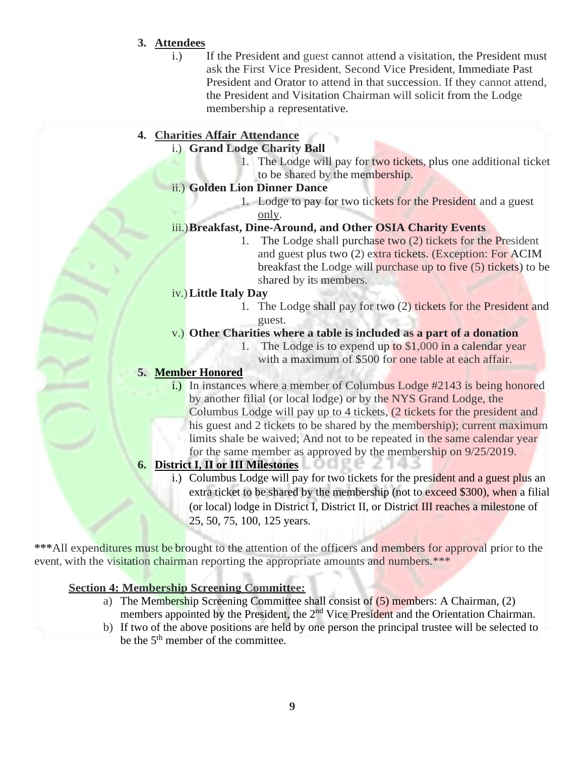3. **Attendees**
    i.) If the President and guest cannot attend a visitation, the President must ask the First Vice President, Second Vice President, Immediate Past President and Orator to attend in that succession. If they cannot attend, the President and Visitation Chairman will solicit from the Lodge membership a representative.

4. **Charities Affair Attendance**
    i.) **Grand Lodge Charity Ball**
        1. The Lodge will pay for two tickets, plus one additional ticket to be shared by the membership.

    ii.) **Golden Lion Dinner Dance**
        1. Lodge to pay for two tickets for the President and a guest only.

    iii.) **Breakfast, Dine-Around, and Other OSIA Charity Events**
        1. The Lodge shall purchase two (2) tickets for the President and guest plus two (2) extra tickets. (Exception: For ACIM breakfast the Lodge will purchase up to five (5) tickets) to be shared by its members.

    iv.) **Little Italy Day**
        1. The Lodge shall pay for two (2) tickets for the President and guest.

    v.) **Other Charities where a table is included as a part of a donation**
        1. The Lodge is to expend up to $1,000 in a calendar year with a maximum of $500 for one table at each affair.

5. **Member Honored**
    i.) In instances where a member of Columbus Lodge #2143 is being honored by another filial (or local lodge) or by the NYS Grand Lodge, the Columbus Lodge will pay up to 4 tickets, (2 tickets for the president and his guest and 2 tickets to be shared by the membership); current maximum limits shale be waived; And not to be repeated in the same calendar year for the same member as approved by the membership on 9/25/2019.

6. **District I, II or III Milestones**
    i.) Columbus Lodge will pay for two tickets for the president and a guest plus an extra ticket to be shared by the membership (not to exceed $300), when a filial (or local) lodge in District I, District II, or District III reaches a milestone of 25, 50, 75, 100, 125 years.

***All expenditures must be brought to the attention of the officers and members for approval prior to the event, with the visitation chairman reporting the appropriate amounts and numbers.***

**Section 4: Membership Screening Committee:**

a) The Membership Screening Committee shall consist of (5) members: A Chairman, (2) members appointed by the President, the 2nd Vice President and the Orientation Chairman.
b) If two of the above positions are held by one person the principal trustee will be selected to be the 5th member of the committee.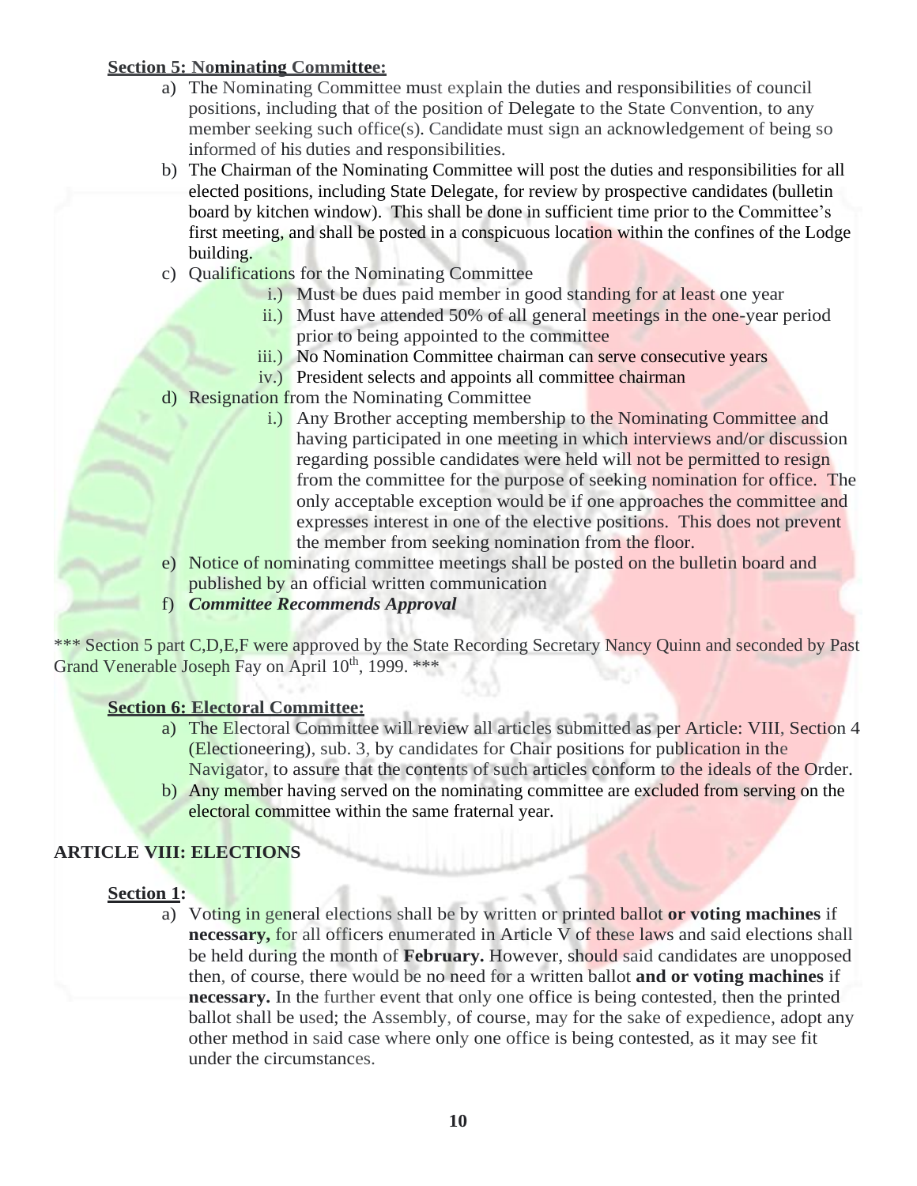**Section 5: Nominating Committee:**

a) The Nominating Committee must explain the duties and responsibilities of council positions, including that of the position of Delegate to the State Convention, to any member seeking such office(s). Candidate must sign an acknowledgement of being so informed of his duties and responsibilities.

b) The Chairman of the Nominating Committee will post the duties and responsibilities for all elected positions, including State Delegate, for review by prospective candidates (bulletin board by kitchen window). This shall be done in sufficient time prior to the Committee's first meeting, and shall be posted in a conspicuous location within the confines of the Lodge building.

c) Qualifications for the Nominating Committee
   - i.) Must be dues paid member in good standing for at least one year
   - ii.) Must have attended 50% of all general meetings in the one-year period prior to being appointed to the committee
   - iii.) No Nomination Committee chairman can serve consecutive years
   - iv.) President selects and appoints all committee chairman

d) Resignation from the Nominating Committee
   - i.) Any Brother accepting membership to the Nominating Committee and having participated in one meeting in which interviews and/or discussion regarding possible candidates were held will not be permitted to resign from the committee for the purpose of seeking nomination for office. The only acceptable exception would be if one approaches the committee and expresses interest in one of the elective positions. This does not prevent the member from seeking nomination from the floor.

e) Notice of nominating committee meetings shall be posted on the bulletin board and published by an official written communication

f) ***Committee Recommends Approval***

*** Section 5 part C,D,E,F were approved by the State Recording Secretary Nancy Quinn and seconded by Past Grand Venerable Joseph Fay on April 10th, 1999. ***

**Section 6: Electoral Committee:**

a) The Electoral Committee will review all articles submitted as per Article: VIII, Section 4 (Electioneering), sub. 3, by candidates for Chair positions for publication in the Navigator, to assure that the contents of such articles conform to the ideals of the Order.

b) Any member having served on the nominating committee are excluded from serving on the electoral committee within the same fraternal year.

## ARTICLE VIII: ELECTIONS

**Section 1:**

a) Voting in general elections shall be by written or printed ballot **or voting machines** if **necessary,** for all officers enumerated in Article V of these laws and said elections shall be held during the month of **February.** However, should said candidates are unopposed then, of course, there would be no need for a written ballot **and or voting machines** if **necessary.** In the further event that only one office is being contested, then the printed ballot shall be used; the Assembly, of course, may for the sake of expedience, adopt any other method in said case where only one office is being contested, as it may see fit under the circumstances.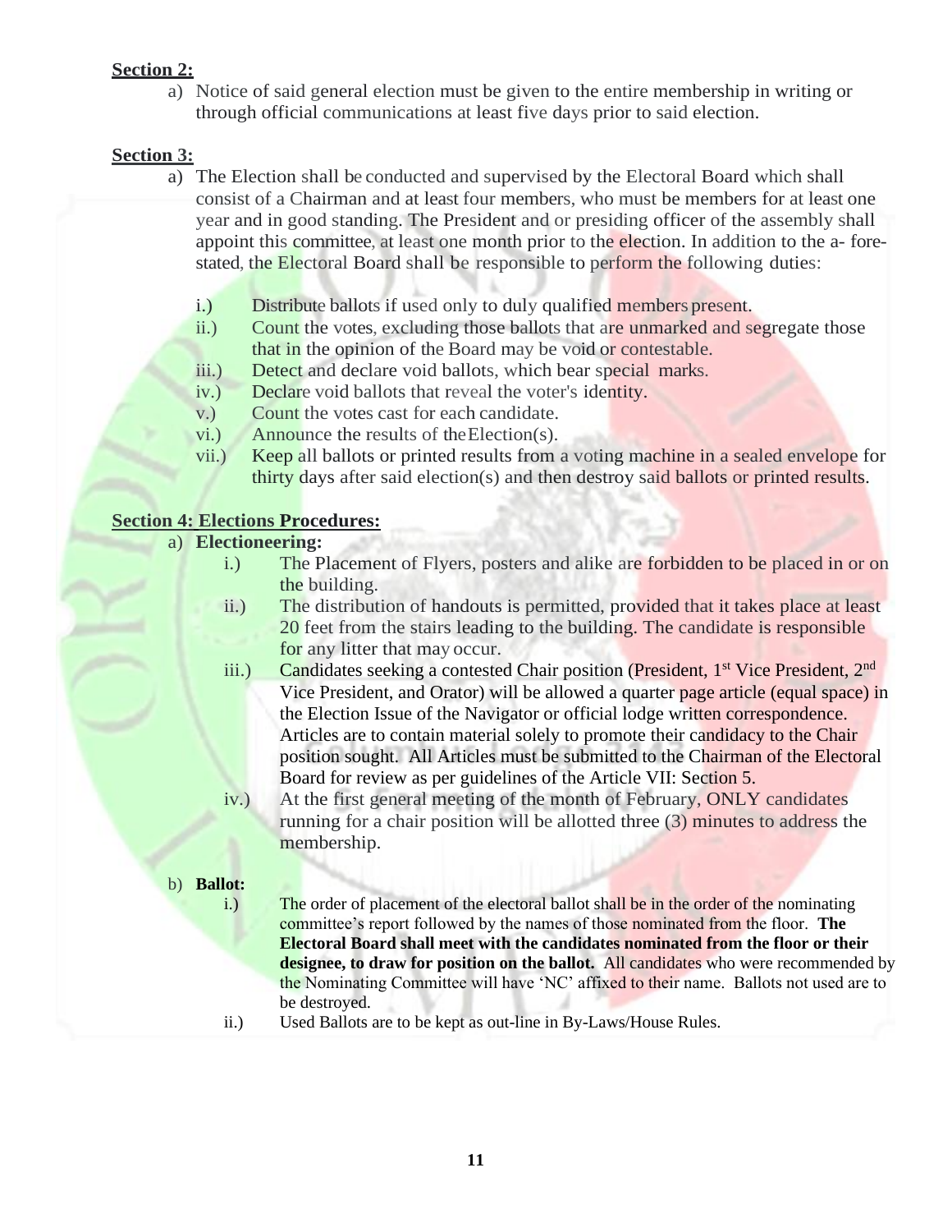**Section 2:**

a) Notice of said general election must be given to the entire membership in writing or through official communications at least five days prior to said election.

**Section 3:**

a) The Election shall be conducted and supervised by the Electoral Board which shall consist of a Chairman and at least four members, who must be members for at least one year and in good standing. The President and or presiding officer of the assembly shall appoint this committee, at least one month prior to the election. In addition to the a- fore-stated, the Electoral Board shall be responsible to perform the following duties:

i.) Distribute ballots if used only to duly qualified members present.

ii.) Count the votes, excluding those ballots that are unmarked and segregate those that in the opinion of the Board may be void or contestable.

iii.) Detect and declare void ballots, which bear special marks.

iv.) Declare void ballots that reveal the voter's identity.

v.) Count the votes cast for each candidate.

vi.) Announce the results of the Election(s).

vii.) Keep all ballots or printed results from a voting machine in a sealed envelope for thirty days after said election(s) and then destroy said ballots or printed results.

**Section 4: Elections Procedures:**

a) **Electioneering:**

i.) The Placement of Flyers, posters and alike are forbidden to be placed in or on the building.

ii.) The distribution of handouts is permitted, provided that it takes place at least 20 feet from the stairs leading to the building. The candidate is responsible for any litter that may occur.

iii.) Candidates seeking a contested Chair position (President, 1st Vice President, 2nd Vice President, and Orator) will be allowed a quarter page article (equal space) in the Election Issue of the Navigator or official lodge written correspondence. Articles are to contain material solely to promote their candidacy to the Chair position sought. All Articles must be submitted to the Chairman of the Electoral Board for review as per guidelines of the Article VII: Section 5.

iv.) At the first general meeting of the month of February, ONLY candidates running for a chair position will be allotted three (3) minutes to address the membership.

b) **Ballot:**

i.) The order of placement of the electoral ballot shall be in the order of the nominating committee's report followed by the names of those nominated from the floor. **The Electoral Board shall meet with the candidates nominated from the floor or their designee, to draw for position on the ballot.** All candidates who were recommended by the Nominating Committee will have 'NC' affixed to their name. Ballots not used are to be destroyed.

ii.) Used Ballots are to be kept as out-line in By-Laws/House Rules.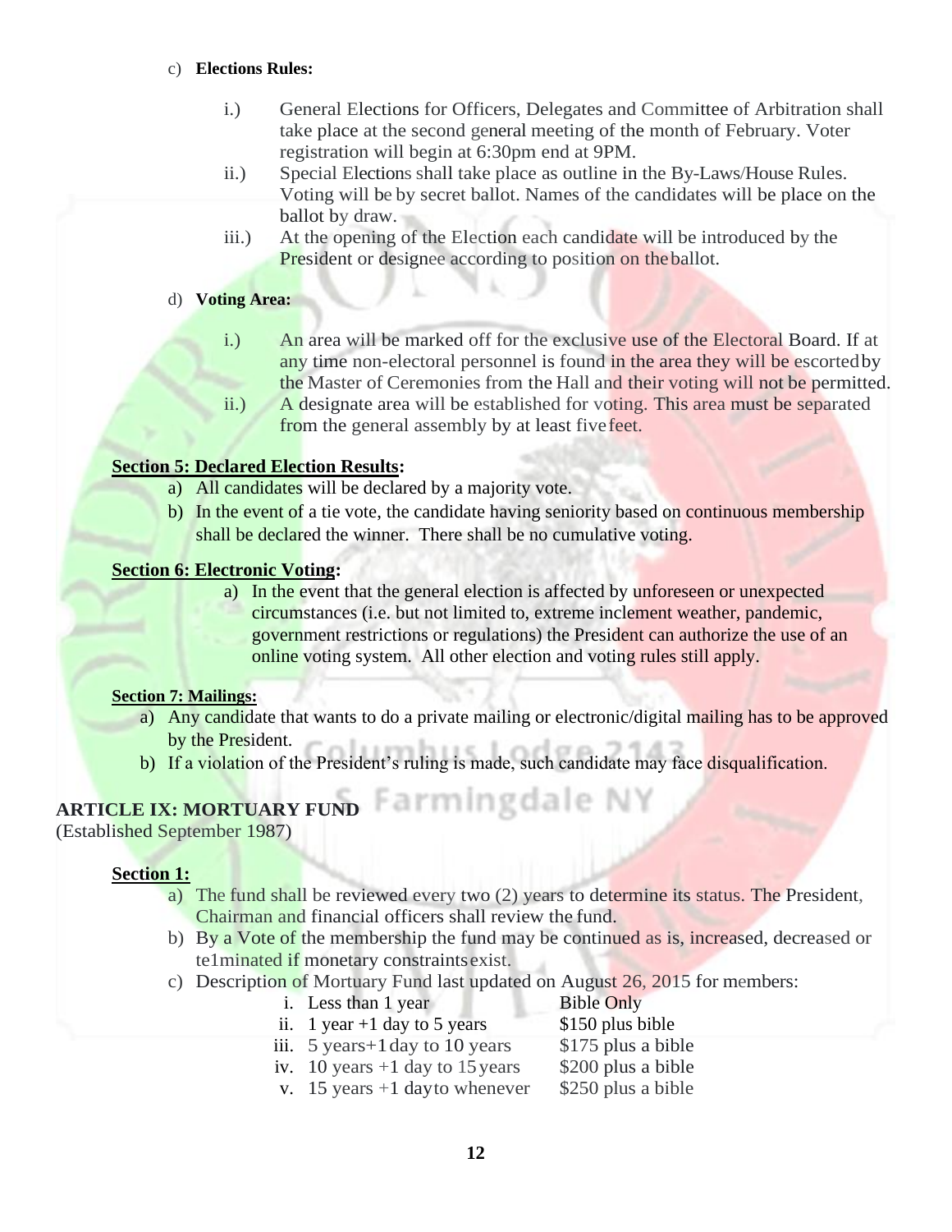c) **Elections Rules:**

i.) General Elections for Officers, Delegates and Committee of Arbitration shall take place at the second general meeting of the month of February. Voter registration will begin at 6:30pm end at 9PM.

ii.) Special Elections shall take place as outline in the By-Laws/House Rules. Voting will be by secret ballot. Names of the candidates will be place on the ballot by draw.

iii.) At the opening of the Election each candidate will be introduced by the President or designee according to position on the ballot.

d) **Voting Area:**

i.) An area will be marked off for the exclusive use of the Electoral Board. If at any time non-electoral personnel is found in the area they will be escorted by the Master of Ceremonies from the Hall and their voting will not be permitted.

ii.) A designate area will be established for voting. This area must be separated from the general assembly by at least five feet.

**Section 5: Declared Election Results:**

a) All candidates will be declared by a majority vote.
b) In the event of a tie vote, the candidate having seniority based on continuous membership shall be declared the winner. There shall be no cumulative voting.

**Section 6: Electronic Voting:**

a) In the event that the general election is affected by unforeseen or unexpected circumstances (i.e. but not limited to, extreme inclement weather, pandemic, government restrictions or regulations) the President can authorize the use of an online voting system. All other election and voting rules still apply.

**Section 7: Mailings:**

a) Any candidate that wants to do a private mailing or electronic/digital mailing has to be approved by the President.
b) If a violation of the President's ruling is made, such candidate may face disqualification.

## ARTICLE IX: MORTUARY FUND

(Established September 1987)

**Section 1:**

a) The fund shall be reviewed every two (2) years to determine its status. The President, Chairman and financial officers shall review the fund.
b) By a Vote of the membership the fund may be continued as is, increased, decreased or te1minated if monetary constraints exist.
c) Description of Mortuary Fund last updated on August 26, 2015 for members:

| | |
|---|---|
| i. Less than 1 year | Bible Only |
| ii. 1 year +1 day to 5 years | $150 plus bible |
| iii. 5 years+1 day to 10 years | $175 plus a bible |
| iv. 10 years +1 day to 15 years | $200 plus a bible |
| v. 15 years +1 day to whenever | $250 plus a bible |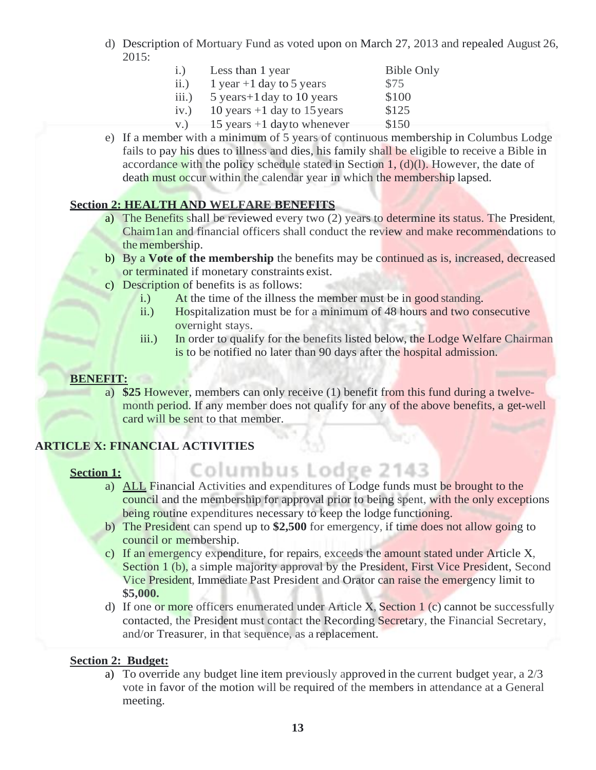d) Description of Mortuary Fund as voted upon on March 27, 2013 and repealed August 26, 2015:

| | | |
|---|---|---|
| i.) | Less than 1 year | Bible Only |
| ii.) | 1 year +1 day to 5 years | $75 |
| iii.) | 5 years+1 day to 10 years | $100 |
| iv.) | 10 years +1 day to 15 years | $125 |
| v.) | 15 years +1 day to whenever | $150 |

e) If a member with a minimum of 5 years of continuous membership in Columbus Lodge fails to pay his dues to illness and dies, his family shall be eligible to receive a Bible in accordance with the policy schedule stated in Section 1, (d)(l). However, the date of death must occur within the calendar year in which the membership lapsed.

**Section 2: HEALTH AND WELFARE BENEFITS**

a) The Benefits shall be reviewed every two (2) years to determine its status. The President, Chaim1an and financial officers shall conduct the review and make recommendations to the membership.

b) By a **Vote of the membership** the benefits may be continued as is, increased, decreased or terminated if monetary constraints exist.

c) Description of benefits is as follows:
   - i.) At the time of the illness the member must be in good standing.
   - ii.) Hospitalization must be for a minimum of 48 hours and two consecutive overnight stays.
   - iii.) In order to qualify for the benefits listed below, the Lodge Welfare Chairman is to be notified no later than 90 days after the hospital admission.

**BENEFIT:**

a) **$25** However, members can only receive (1) benefit from this fund during a twelve-month period. If any member does not qualify for any of the above benefits, a get-well card will be sent to that member.

## ARTICLE X: FINANCIAL ACTIVITIES

**Section 1:**

a) ALL Financial Activities and expenditures of Lodge funds must be brought to the council and the membership for approval prior to being spent, with the only exceptions being routine expenditures necessary to keep the lodge functioning.

b) The President can spend up to **$2,500** for emergency, if time does not allow going to council or membership.

c) If an emergency expenditure, for repairs, exceeds the amount stated under Article X, Section 1 (b), a simple majority approval by the President, First Vice President, Second Vice President, Immediate Past President and Orator can raise the emergency limit to **$5,000.**

d) If one or more officers enumerated under Article X, Section 1 (c) cannot be successfully contacted, the President must contact the Recording Secretary, the Financial Secretary, and/or Treasurer, in that sequence, as a replacement.

**Section 2: Budget:**

a) To override any budget line item previously approved in the current budget year, a 2/3 vote in favor of the motion will be required of the members in attendance at a General meeting.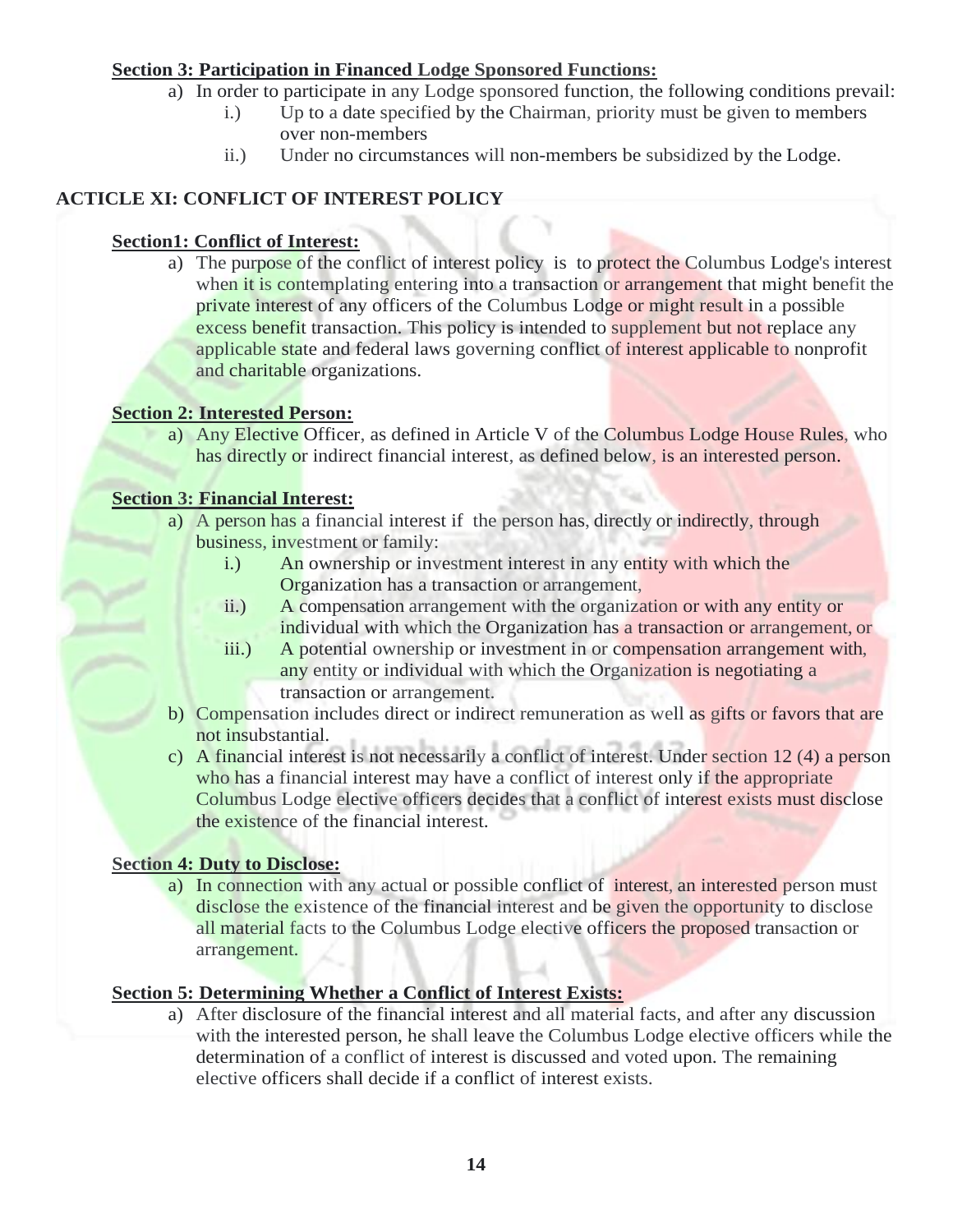**Section 3: Participation in Financed Lodge Sponsored Functions:**

a) In order to participate in any Lodge sponsored function, the following conditions prevail:
   i.) Up to a date specified by the Chairman, priority must be given to members over non-members
   ii.) Under no circumstances will non-members be subsidized by the Lodge.

## ACTICLE XI: CONFLICT OF INTEREST POLICY

**Section1: Conflict of Interest:**

a) The purpose of the conflict of interest policy is to protect the Columbus Lodge's interest when it is contemplating entering into a transaction or arrangement that might benefit the private interest of any officers of the Columbus Lodge or might result in a possible excess benefit transaction. This policy is intended to supplement but not replace any applicable state and federal laws governing conflict of interest applicable to nonprofit and charitable organizations.

**Section 2: Interested Person:**

a) Any Elective Officer, as defined in Article V of the Columbus Lodge House Rules, who has directly or indirect financial interest, as defined below, is an interested person.

**Section 3: Financial Interest:**

a) A person has a financial interest if the person has, directly or indirectly, through business, investment or family:
   i.) An ownership or investment interest in any entity with which the Organization has a transaction or arrangement,
   ii.) A compensation arrangement with the organization or with any entity or individual with which the Organization has a transaction or arrangement, or
   iii.) A potential ownership or investment in or compensation arrangement with, any entity or individual with which the Organization is negotiating a transaction or arrangement.

b) Compensation includes direct or indirect remuneration as well as gifts or favors that are not insubstantial.

c) A financial interest is not necessarily a conflict of interest. Under section 12 (4) a person who has a financial interest may have a conflict of interest only if the appropriate Columbus Lodge elective officers decides that a conflict of interest exists must disclose the existence of the financial interest.

**Section 4: Duty to Disclose:**

a) In connection with any actual or possible conflict of interest, an interested person must disclose the existence of the financial interest and be given the opportunity to disclose all material facts to the Columbus Lodge elective officers the proposed transaction or arrangement.

**Section 5: Determining Whether a Conflict of Interest Exists:**

a) After disclosure of the financial interest and all material facts, and after any discussion with the interested person, he shall leave the Columbus Lodge elective officers while the determination of a conflict of interest is discussed and voted upon. The remaining elective officers shall decide if a conflict of interest exists.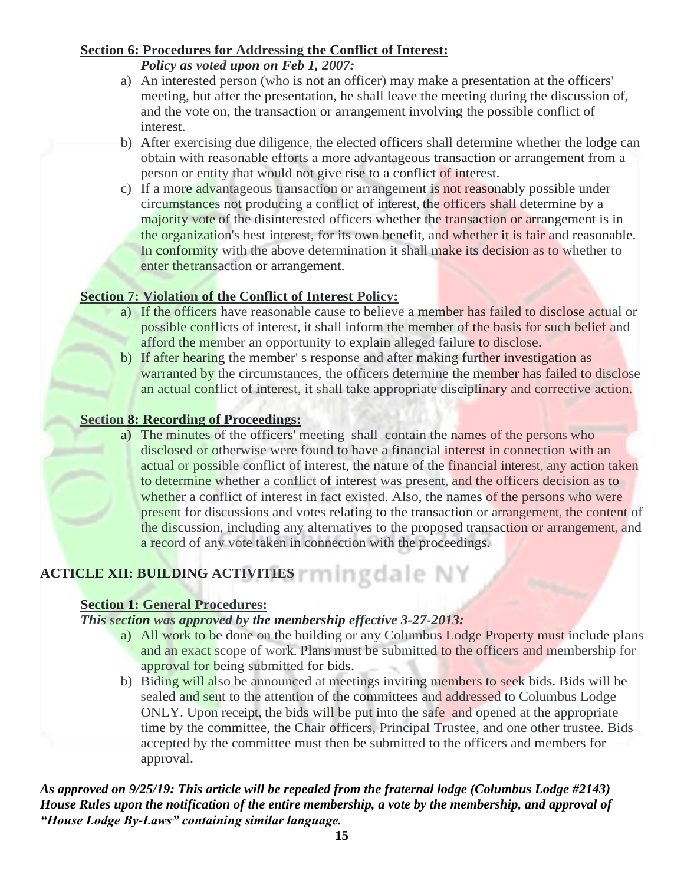**Section 6: Procedures for Addressing the Conflict of Interest:**

***Policy as voted upon on Feb 1, 2007:***

a) An interested person (who is not an officer) may make a presentation at the officers' meeting, but after the presentation, he shall leave the meeting during the discussion of, and the vote on, the transaction or arrangement involving the possible conflict of interest.

b) After exercising due diligence, the elected officers shall determine whether the lodge can obtain with reasonable efforts a more advantageous transaction or arrangement from a person or entity that would not give rise to a conflict of interest.

c) If a more advantageous transaction or arrangement is not reasonably possible under circumstances not producing a conflict of interest, the officers shall determine by a majority vote of the disinterested officers whether the transaction or arrangement is in the organization's best interest, for its own benefit, and whether it is fair and reasonable. In conformity with the above determination it shall make its decision as to whether to enter thetransaction or arrangement.

**Section 7: Violation of the Conflict of Interest Policy:**

a) If the officers have reasonable cause to believe a member has failed to disclose actual or possible conflicts of interest, it shall inform the member of the basis for such belief and afford the member an opportunity to explain alleged failure to disclose.

b) If after hearing the member' s response and after making further investigation as warranted by the circumstances, the officers determine the member has failed to disclose an actual conflict of interest, it shall take appropriate disciplinary and corrective action.

**Section 8: Recording of Proceedings:**

a) The minutes of the officers' meeting shall contain the names of the persons who disclosed or otherwise were found to have a financial interest in connection with an actual or possible conflict of interest, the nature of the financial interest, any action taken to determine whether a conflict of interest was present, and the officers decision as to whether a conflict of interest in fact existed. Also, the names of the persons who were present for discussions and votes relating to the transaction or arrangement, the content of the discussion, including any alternatives to the proposed transaction or arrangement, and a record of any vote taken in connection with the proceedings.

## ACTICLE XII: BUILDING ACTIVITIES

**Section 1: General Procedures:**

***This section was approved by the membership effective 3-27-2013:***

a) All work to be done on the building or any Columbus Lodge Property must include plans and an exact scope of work. Plans must be submitted to the officers and membership for approval for being submitted for bids.

b) Biding will also be announced at meetings inviting members to seek bids. Bids will be sealed and sent to the attention of the committees and addressed to Columbus Lodge ONLY. Upon receipt, the bids will be put into the safe and opened at the appropriate time by the committee, the Chair officers, Principal Trustee, and one other trustee. Bids accepted by the committee must then be submitted to the officers and members for approval.

***As approved on 9/25/19: This article will be repealed from the fraternal lodge (Columbus Lodge #2143) House Rules upon the notification of the entire membership, a vote by the membership, and approval of "House Lodge By-Laws" containing similar language.***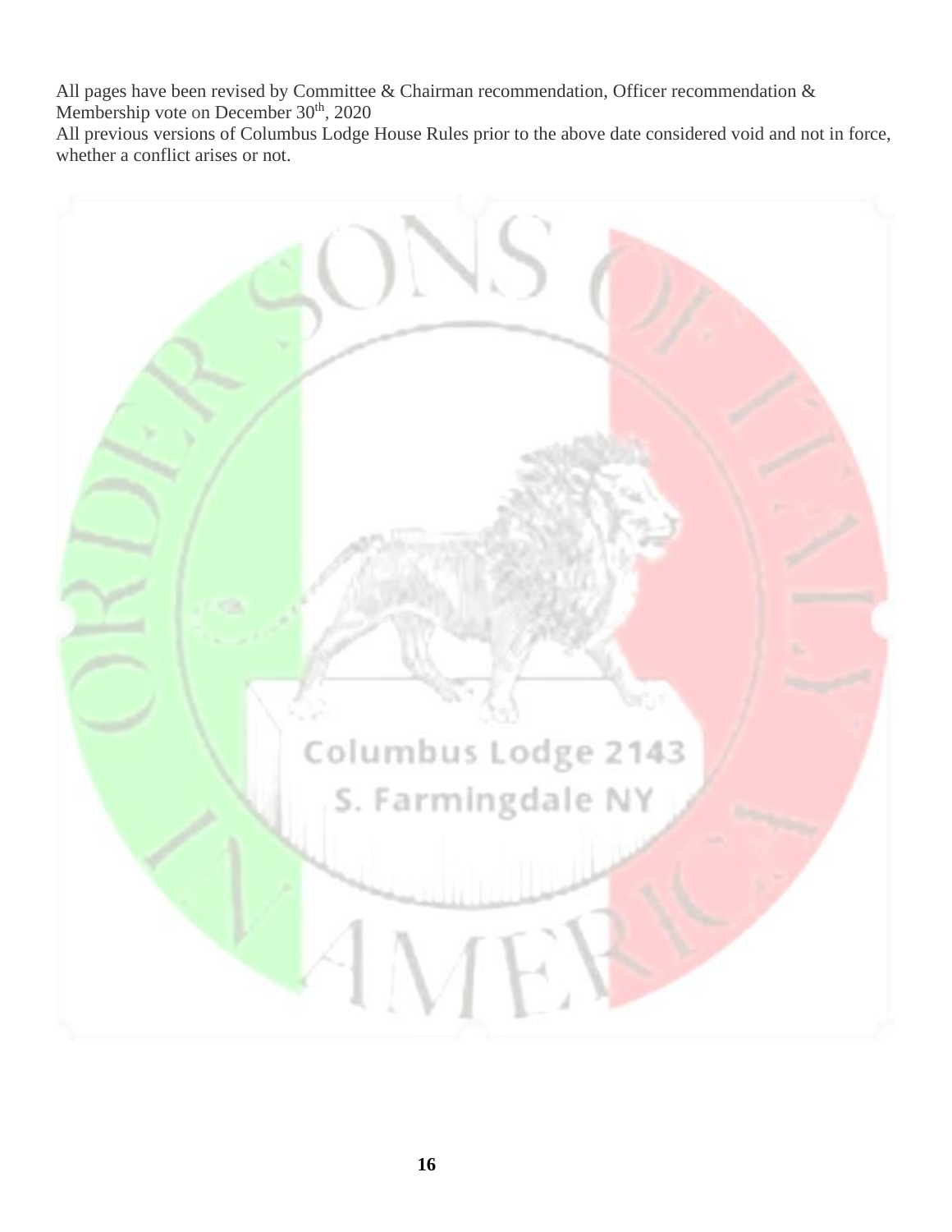All pages have been revised by Committee & Chairman recommendation, Officer recommendation & Membership vote on December 30th, 2020

All previous versions of Columbus Lodge House Rules prior to the above date considered void and not in force, whether a conflict arises or not.

ORDER SONS OF ITALY IN AMERICA

Columbus Lodge 2143

S. Farmingdale NY